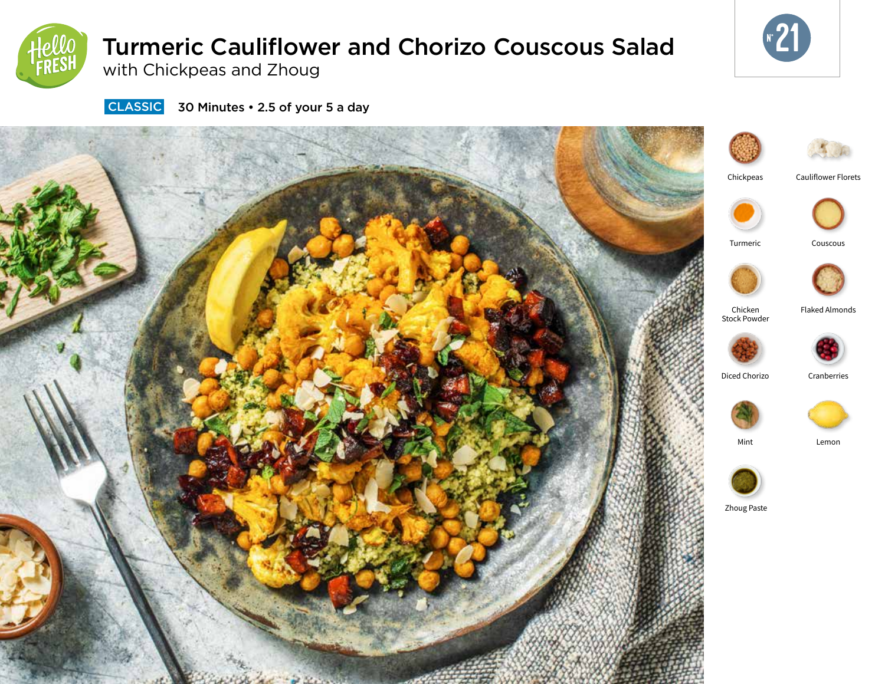# Turmeric Cauliflower and Chorizo Couscous Salad

## with Chickpeas and Zhoug

**CLASSIC** 30 Minutes • 2.5 of your 5 a day

N° 21

- Chickpeas
- Cauliflower Florets
- Turmeric
- Couscous
- Chicken Stock Powder
- Flaked Almonds
- Diced Chorizo
- Cranberries
- Mint
- Lemon
- Zhoug Paste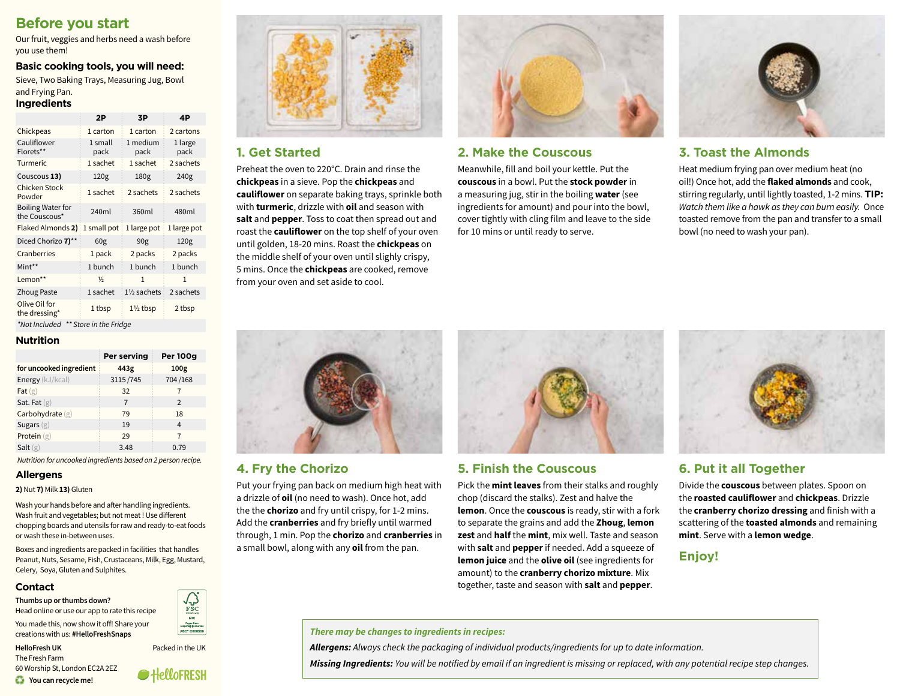## Before you start

Our fruit, veggies and herbs need a wash before you use them!

### Basic cooking tools, you will need:

Sieve, Two Baking Trays, Measuring Jug, Bowl and Frying Pan.

### Ingredients

| | 2P | 3P | 4P |
|---|---|---|---|
| Chickpeas | 1 carton | 1 carton | 2 cartons |
| Cauliflower Florets** | 1 small pack | 1 medium pack | 1 large pack |
| Turmeric | 1 sachet | 1 sachet | 2 sachets |
| Couscous 13) | 120g | 180g | 240g |
| Chicken Stock Powder | 1 sachet | 2 sachets | 2 sachets |
| Boiling Water for the Couscous* | 240ml | 360ml | 480ml |
| Flaked Almonds 2) | 1 small pot | 1 large pot | 1 large pot |
| Diced Chorizo 7)** | 60g | 90g | 120g |
| Cranberries | 1 pack | 2 packs | 2 packs |
| Mint** | 1 bunch | 1 bunch | 1 bunch |
| Lemon** | ½ | 1 | 1 |
| Zhoug Paste | 1 sachet | 1½ sachets | 2 sachets |
| Olive Oil for the dressing* | 1 tbsp | 1½ tbsp | 2 tbsp |

*Not Included ** Store in the Fridge*

### Nutrition

| | Per serving | Per 100g |
|---|---|---|
| for uncooked ingredient | 443g | 100g |
| Energy (kJ/kcal) | 3115 /745 | 704 /168 |
| Fat (g) | 32 | 7 |
| Sat. Fat (g) | 7 | 2 |
| Carbohydrate (g) | 79 | 18 |
| Sugars (g) | 19 | 4 |
| Protein (g) | 29 | 7 |
| Salt (g) | 3.48 | 0.79 |

*Nutrition for uncooked ingredients based on 2 person recipe.*

### Allergens

**2)** Nut **7)** Milk **13)** Gluten

Wash your hands before and after handling ingredients. Wash fruit and vegetables; but not meat ! Use different chopping boards and utensils for raw and ready-to-eat foods or wash these in-between uses.

Boxes and ingredients are packed in facilities that handles Peanut, Nuts, Sesame, Fish, Crustaceans, Milk, Egg, Mustard, Celery, Soya, Gluten and Sulphites.

### Contact

**Thumbs up or thumbs down?**
Head online or use our app to rate this recipe

You made this, now show it off! Share your creations with us: **#HelloFreshSnaps**

**HelloFresh UK**
The Fresh Farm
60 Worship St, London EC2A 2EZ

Packed in the UK

**You can recycle me!**

## 1. Get Started

Preheat the oven to 220°C. Drain and rinse the **chickpeas** in a sieve. Pop the **chickpeas** and **cauliflower** on separate baking trays, sprinkle both with **turmeric**, drizzle with **oil** and season with **salt** and **pepper**. Toss to coat then spread out and roast the **cauliflower** on the top shelf of your oven until golden, 18-20 mins. Roast the **chickpeas** on the middle shelf of your oven until slighly crispy, 5 mins. Once the **chickpeas** are cooked, remove from your oven and set aside to cool.

## 2. Make the Couscous

Meanwhile, fill and boil your kettle. Put the **couscous** in a bowl. Put the **stock powder** in a measuring jug, stir in the boiling **water** (see ingredients for amount) and pour into the bowl, cover tightly with cling film and leave to the side for 10 mins or until ready to serve.

## 3. Toast the Almonds

Heat medium frying pan over medium heat (no oil!) Once hot, add the **flaked almonds** and cook, stirring regularly, until lightly toasted, 1-2 mins. **TIP:** *Watch them like a hawk as they can burn easily.* Once toasted remove from the pan and transfer to a small bowl (no need to wash your pan).

## 4. Fry the Chorizo

Put your frying pan back on medium high heat with a drizzle of **oil** (no need to wash). Once hot, add the the **chorizo** and fry until crispy, for 1-2 mins. Add the **cranberries** and fry briefly until warmed through, 1 min. Pop the **chorizo** and **cranberries** in a small bowl, along with any **oil** from the pan.

## 5. Finish the Couscous

Pick the **mint leaves** from their stalks and roughly chop (discard the stalks). Zest and halve the **lemon**. Once the **couscous** is ready, stir with a fork to separate the grains and add the **Zhoug**, **lemon zest** and **half** the **mint**, mix well. Taste and season with **salt** and **pepper** if needed. Add a squeeze of **lemon juice** and the **olive oil** (see ingredients for amount) to the **cranberry chorizo mixture**. Mix together, taste and season with **salt** and **pepper**.

## 6. Put it all Together

Divide the **couscous** between plates. Spoon on the **roasted cauliflower** and **chickpeas**. Drizzle the **cranberry chorizo dressing** and finish with a scattering of the **toasted almonds** and remaining **mint**. Serve with a **lemon wedge**.

## Enjoy!

***There may be changes to ingredients in recipes:***

***Allergens:*** *Always check the packaging of individual products/ingredients for up to date information.*

***Missing Ingredients:*** *You will be notified by email if an ingredient is missing or replaced, with any potential recipe step changes.*